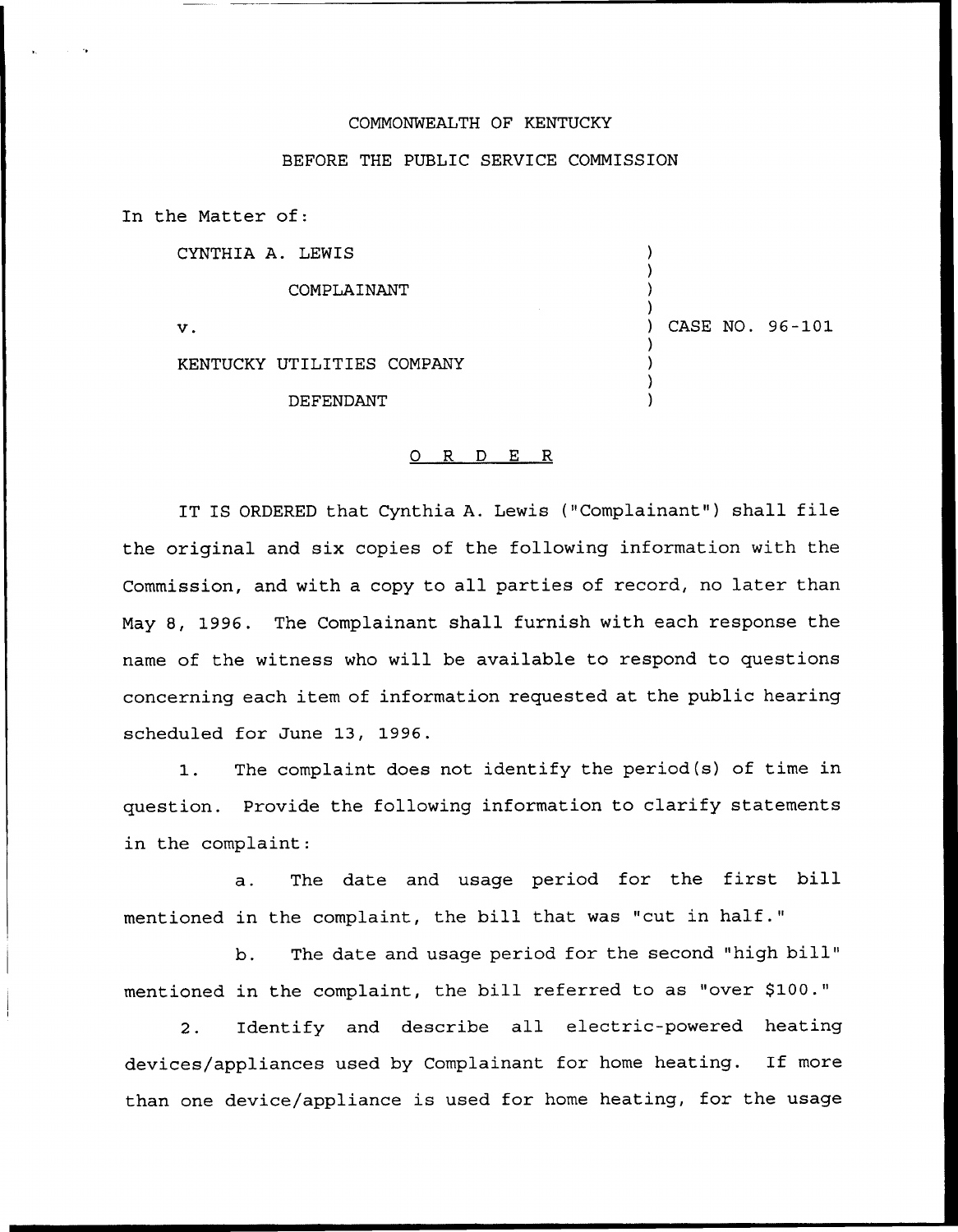COMMONWEALTH OF KENTUCKY

BEFORE THE PUBLIC SERVICE COMMISSION

In the Matter of:

| | |
|---|---|
| CYNTHIA A. LEWIS<br><br>COMPLAINANT<br><br>v.<br><br>KENTUCKY UTILITIES COMPANY<br><br>DEFENDANT | ) CASE NO. 96-101 |

## O R D E R

IT IS ORDERED that Cynthia A. Lewis ("Complainant") shall file the original and six copies of the following information with the Commission, and with a copy to all parties of record, no later than May 8, 1996. The Complainant shall furnish with each response the name of the witness who will be available to respond to questions concerning each item of information requested at the public hearing scheduled for June 13, 1996.

1. The complaint does not identify the period(s) of time in question. Provide the following information to clarify statements in the complaint:

   a. The date and usage period for the first bill mentioned in the complaint, the bill that was "cut in half."

   b. The date and usage period for the second "high bill" mentioned in the complaint, the bill referred to as "over $100."

2. Identify and describe all electric-powered heating devices/appliances used by Complainant for home heating. If more than one device/appliance is used for home heating, for the usage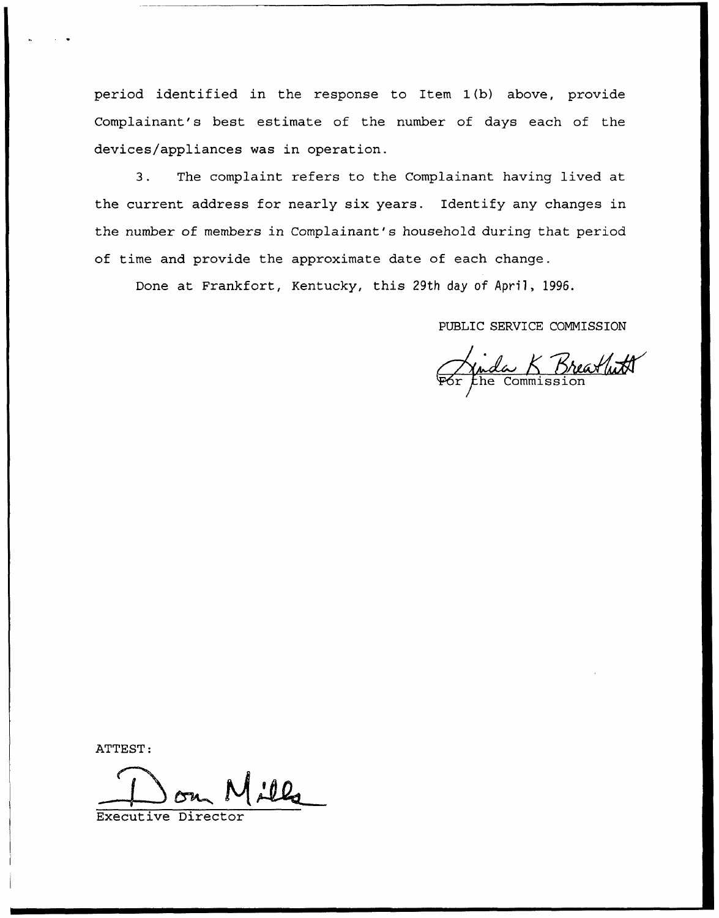period identified in the response to Item 1(b) above, provide Complainant's best estimate of the number of days each of the devices/appliances was in operation.

3. The complaint refers to the Complainant having lived at the current address for nearly six years. Identify any changes in the number of members in Complainant's household during that period of time and provide the approximate date of each change.

Done at Frankfort, Kentucky, this 29th day of April, 1996.

PUBLIC SERVICE COMMISSION

Linda K Breathitt
For the Commission

ATTEST:

Don Mills
Executive Director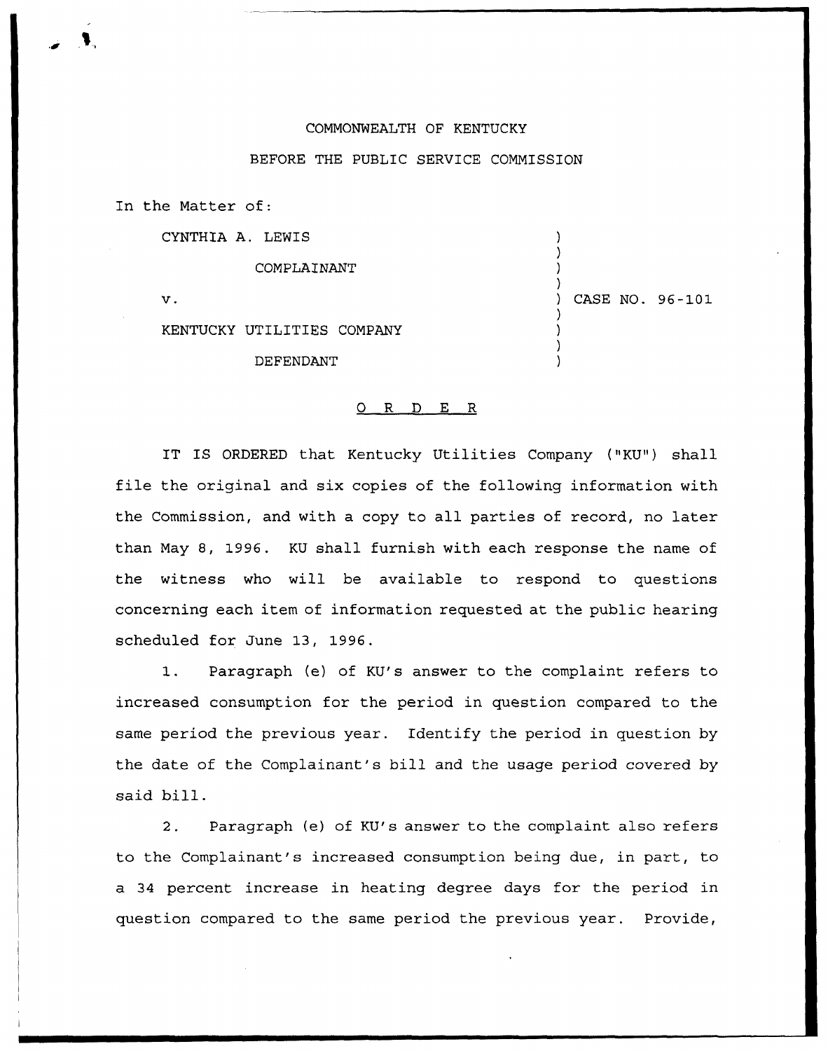COMMONWEALTH OF KENTUCKY

BEFORE THE PUBLIC SERVICE COMMISSION

In the Matter of:

| | | |
|---|---|---|
| CYNTHIA A. LEWIS | ) | |
| COMPLAINANT | ) | |
| v. | ) | CASE NO. 96-101 |
| KENTUCKY UTILITIES COMPANY | ) | |
| DEFENDANT | ) | |

## O R D E R

IT IS ORDERED that Kentucky Utilities Company ("KU") shall file the original and six copies of the following information with the Commission, and with a copy to all parties of record, no later than May 8, 1996. KU shall furnish with each response the name of the witness who will be available to respond to questions concerning each item of information requested at the public hearing scheduled for June 13, 1996.

1. Paragraph (e) of KU's answer to the complaint refers to increased consumption for the period in question compared to the same period the previous year. Identify the period in question by the date of the Complainant's bill and the usage period covered by said bill.

2. Paragraph (e) of KU's answer to the complaint also refers to the Complainant's increased consumption being due, in part, to a 34 percent increase in heating degree days for the period in question compared to the same period the previous year. Provide,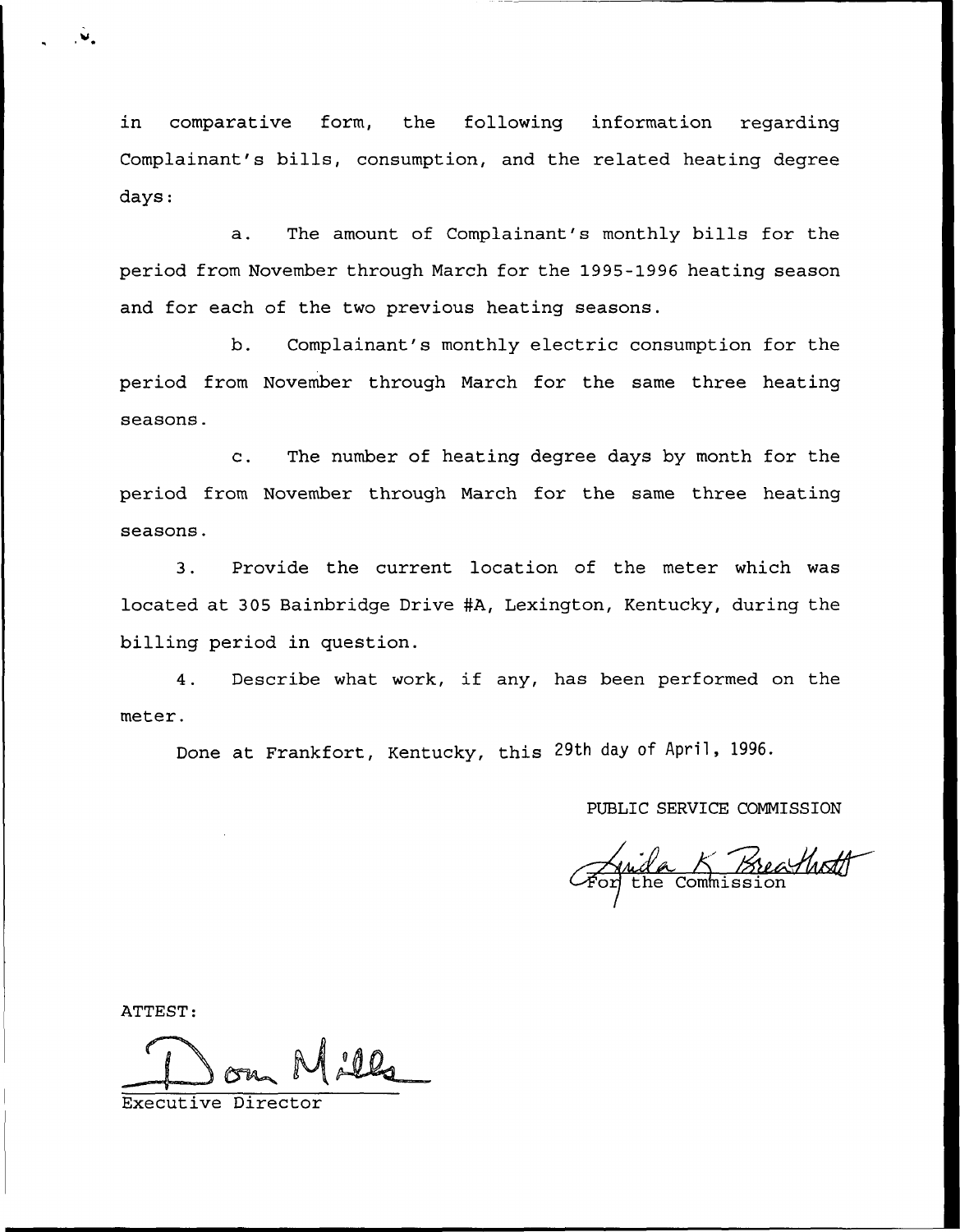in comparative form, the following information regarding Complainant's bills, consumption, and the related heating degree days:

a. The amount of Complainant's monthly bills for the period from November through March for the 1995-1996 heating season and for each of the two previous heating seasons.

b. Complainant's monthly electric consumption for the period from November through March for the same three heating seasons.

c. The number of heating degree days by month for the period from November through March for the same three heating seasons.

3. Provide the current location of the meter which was located at 305 Bainbridge Drive #A, Lexington, Kentucky, during the billing period in question.

4. Describe what work, if any, has been performed on the meter.

Done at Frankfort, Kentucky, this 29th day of April, 1996.

PUBLIC SERVICE COMMISSION

For the Commission

ATTEST:

Executive Director